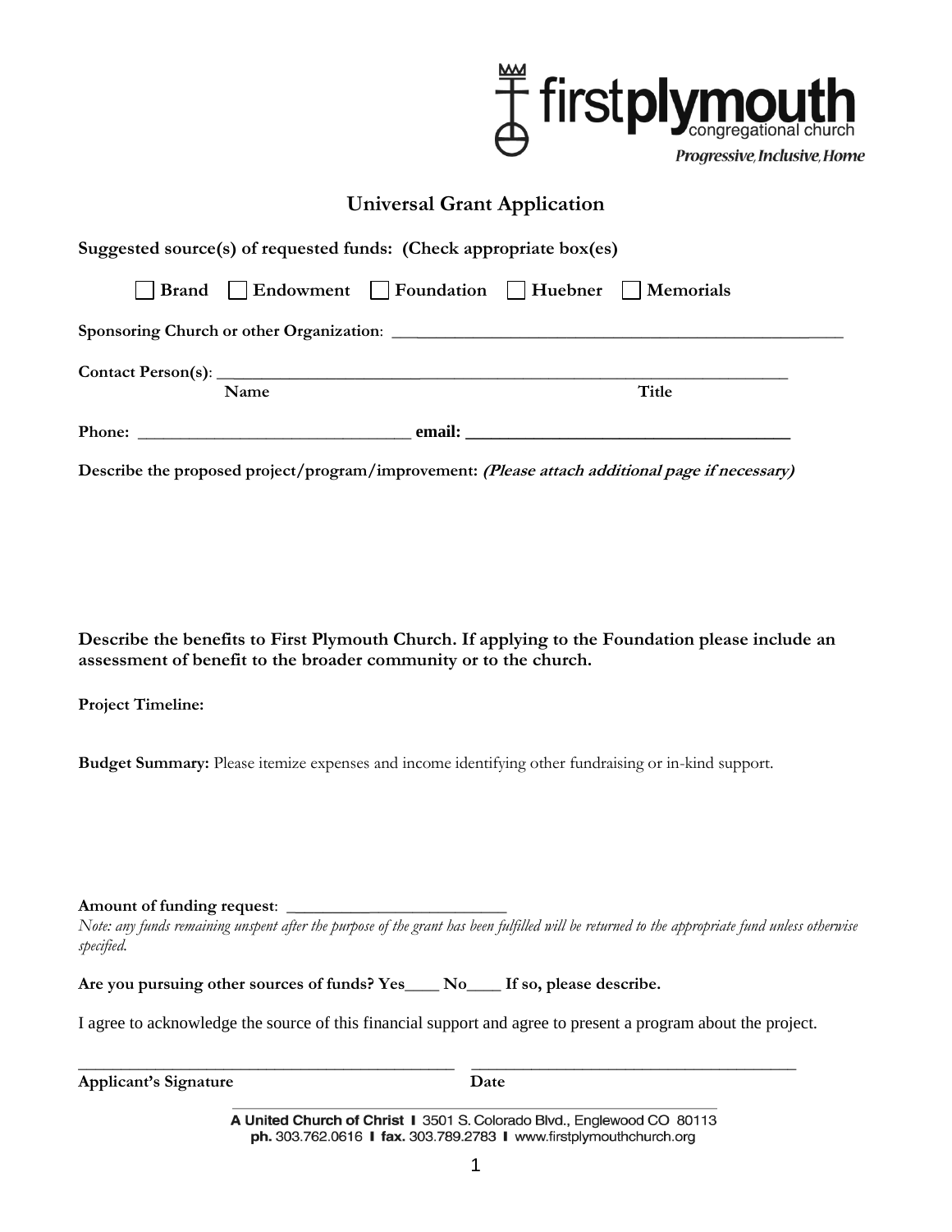firstplymouth congregational church

*Progressive, Inclusive, Home*

# Universal Grant Application

**Suggested source(s) of requested funds: (Check appropriate box(es)**

☐ **Brand** ☐ **Endowment** ☐ **Foundation** ☐ **Huebner** ☐ **Memorials**

**Sponsoring Church or other Organization**: ____________________________________________________

**Contact Person(s)**: ____________________________________________________________________

**Name** **Title**

**Phone:** ________________________________ **email:** ______________________________________

**Describe the proposed project/program/improvement:** ***(Please attach additional page if necessary)***

**Describe the benefits to First Plymouth Church. If applying to the Foundation please include an assessment of benefit to the broader community or to the church.**

**Project Timeline:**

**Budget Summary:** Please itemize expenses and income identifying other fundraising or in-kind support.

**Amount of funding request**: __________________________

*Note: any funds remaining unspent after the purpose of the grant has been fulfilled will be returned to the appropriate fund unless otherwise specified.*

**Are you pursuing other sources of funds? Yes____ No____ If so, please describe.**

I agree to acknowledge the source of this financial support and agree to present a program about the project.

______________________________________________ ______________________________________

**Applicant's Signature** **Date**

A United Church of Christ | 3501 S. Colorado Blvd., Englewood CO 80113
ph. 303.762.0616 | fax. 303.789.2783 | www.firstplymouthchurch.org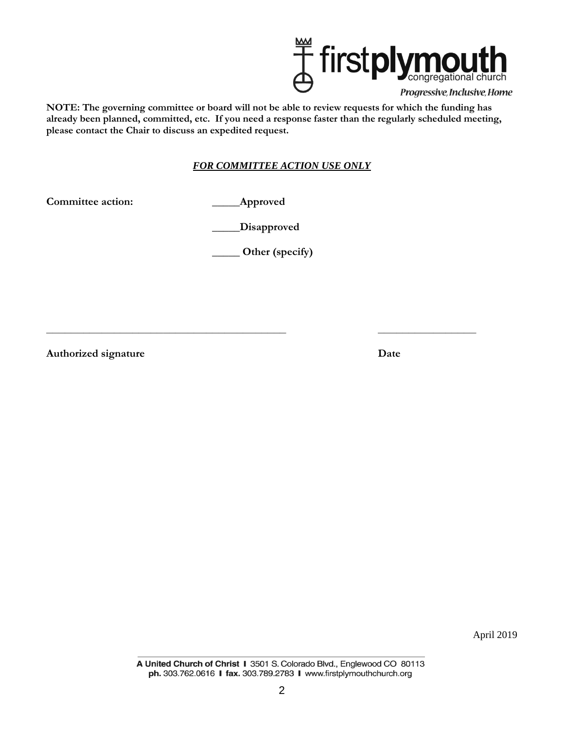**NOTE: The governing committee or board will not be able to review requests for which the funding has already been planned, committed, etc. If you need a response faster than the regularly scheduled meeting, please contact the Chair to discuss an expedited request.**

***FOR COMMITTEE ACTION USE ONLY***

**Committee action:** _____**Approved**

_____**Disapproved**

_____ **Other (specify)**

_______________________________________________ __________________

**Authorized signature** **Date**

April 2019

A United Church of Christ | 3501 S. Colorado Blvd., Englewood CO 80113
ph. 303.762.0616 | fax. 303.789.2783 | www.firstplymouthchurch.org